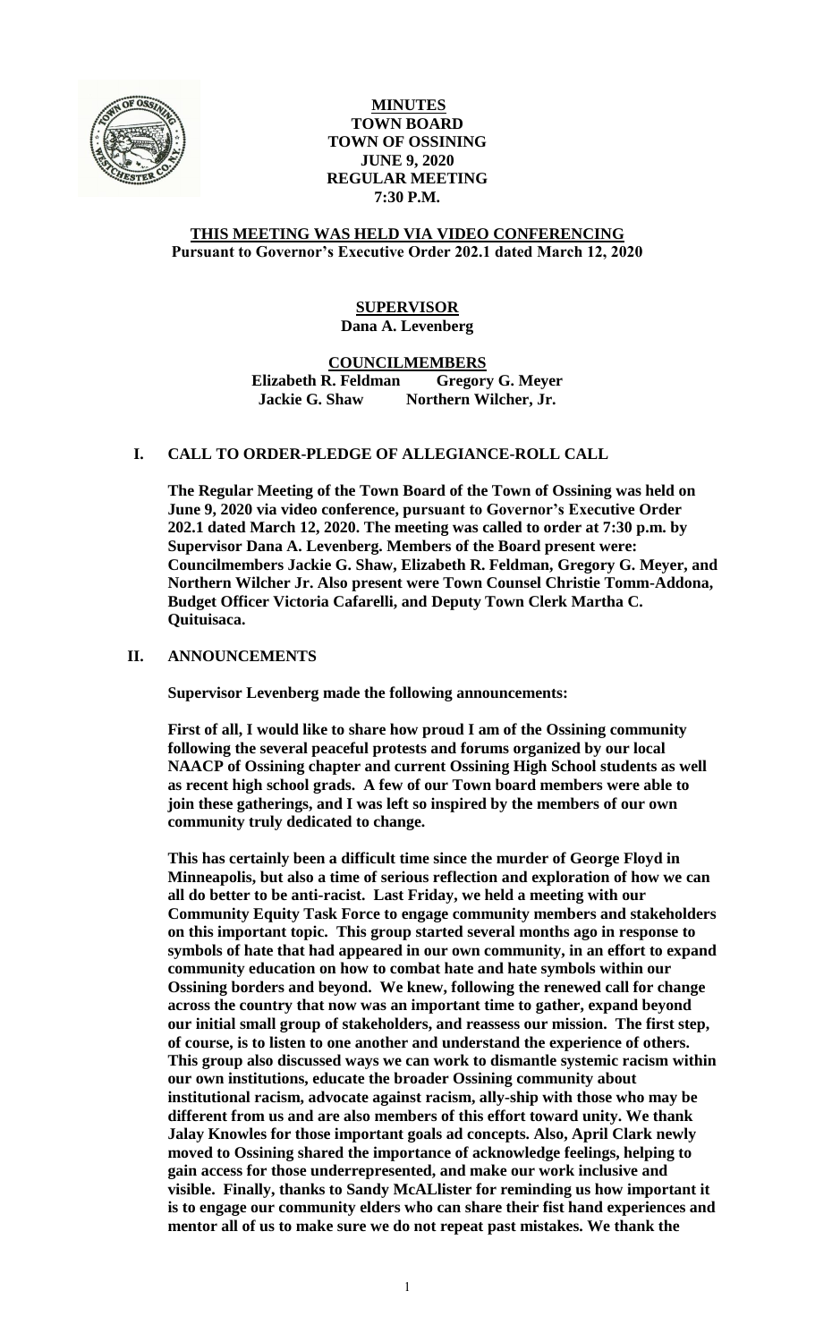# MINUTES
## TOWN BOARD
## TOWN OF OSSINING
## JUNE 9, 2020
## REGULAR MEETING
## 7:30 P.M.

**THIS MEETING WAS HELD VIA VIDEO CONFERENCING**
**Pursuant to Governor's Executive Order 202.1 dated March 12, 2020**

**SUPERVISOR**
**Dana A. Levenberg**

**COUNCILMEMBERS**
**Elizabeth R. Feldman Gregory G. Meyer**
**Jackie G. Shaw Northern Wilcher, Jr.**

## I. CALL TO ORDER-PLEDGE OF ALLEGIANCE-ROLL CALL

**The Regular Meeting of the Town Board of the Town of Ossining was held on June 9, 2020 via video conference, pursuant to Governor's Executive Order 202.1 dated March 12, 2020. The meeting was called to order at 7:30 p.m. by Supervisor Dana A. Levenberg. Members of the Board present were: Councilmembers Jackie G. Shaw, Elizabeth R. Feldman, Gregory G. Meyer, and Northern Wilcher Jr. Also present were Town Counsel Christie Tomm-Addona, Budget Officer Victoria Cafarelli, and Deputy Town Clerk Martha C. Quituisaca.**

## II. ANNOUNCEMENTS

**Supervisor Levenberg made the following announcements:**

**First of all, I would like to share how proud I am of the Ossining community following the several peaceful protests and forums organized by our local NAACP of Ossining chapter and current Ossining High School students as well as recent high school grads. A few of our Town board members were able to join these gatherings, and I was left so inspired by the members of our own community truly dedicated to change.**

**This has certainly been a difficult time since the murder of George Floyd in Minneapolis, but also a time of serious reflection and exploration of how we can all do better to be anti-racist. Last Friday, we held a meeting with our Community Equity Task Force to engage community members and stakeholders on this important topic. This group started several months ago in response to symbols of hate that had appeared in our own community, in an effort to expand community education on how to combat hate and hate symbols within our Ossining borders and beyond. We knew, following the renewed call for change across the country that now was an important time to gather, expand beyond our initial small group of stakeholders, and reassess our mission. The first step, of course, is to listen to one another and understand the experience of others. This group also discussed ways we can work to dismantle systemic racism within our own institutions, educate the broader Ossining community about institutional racism, advocate against racism, ally-ship with those who may be different from us and are also members of this effort toward unity. We thank Jalay Knowles for those important goals ad concepts. Also, April Clark newly moved to Ossining shared the importance of acknowledge feelings, helping to gain access for those underrepresented, and make our work inclusive and visible. Finally, thanks to Sandy McAllister for reminding us how important it is to engage our community elders who can share their fist hand experiences and mentor all of us to make sure we do not repeat past mistakes. We thank the**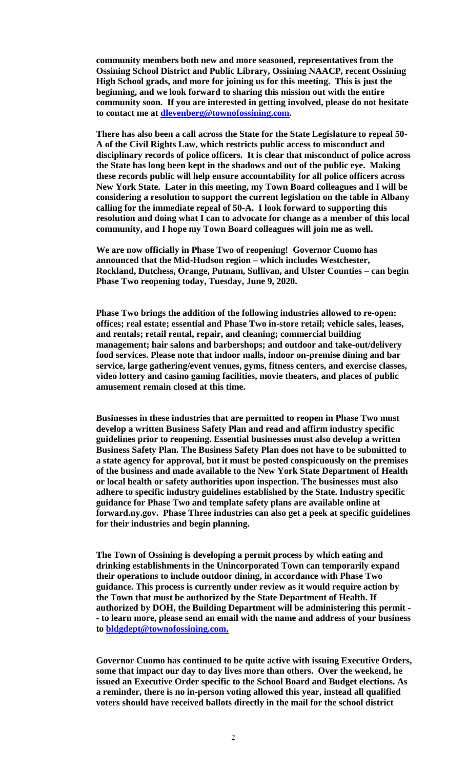**community members both new and more seasoned, representatives from the Ossining School District and Public Library, Ossining NAACP, recent Ossining High School grads, and more for joining us for this meeting. This is just the beginning, and we look forward to sharing this mission out with the entire community soon. If you are interested in getting involved, please do not hesitate to contact me at dlevenberg@townofossining.com.**

**There has also been a call across the State for the State Legislature to repeal 50-A of the Civil Rights Law, which restricts public access to misconduct and disciplinary records of police officers. It is clear that misconduct of police across the State has long been kept in the shadows and out of the public eye. Making these records public will help ensure accountability for all police officers across New York State. Later in this meeting, my Town Board colleagues and I will be considering a resolution to support the current legislation on the table in Albany calling for the immediate repeal of 50-A. I look forward to supporting this resolution and doing what I can to advocate for change as a member of this local community, and I hope my Town Board colleagues will join me as well.**

**We are now officially in Phase Two of reopening! Governor Cuomo has announced that the Mid-Hudson region – which includes Westchester, Rockland, Dutchess, Orange, Putnam, Sullivan, and Ulster Counties – can begin Phase Two reopening today, Tuesday, June 9, 2020.**

**Phase Two brings the addition of the following industries allowed to re-open: offices; real estate; essential and Phase Two in-store retail; vehicle sales, leases, and rentals; retail rental, repair, and cleaning; commercial building management; hair salons and barbershops; and outdoor and take-out/delivery food services. Please note that indoor malls, indoor on-premise dining and bar service, large gathering/event venues, gyms, fitness centers, and exercise classes, video lottery and casino gaming facilities, movie theaters, and places of public amusement remain closed at this time.**

**Businesses in these industries that are permitted to reopen in Phase Two must develop a written Business Safety Plan and read and affirm industry specific guidelines prior to reopening. Essential businesses must also develop a written Business Safety Plan. The Business Safety Plan does not have to be submitted to a state agency for approval, but it must be posted conspicuously on the premises of the business and made available to the New York State Department of Health or local health or safety authorities upon inspection. The businesses must also adhere to specific industry guidelines established by the State. Industry specific guidance for Phase Two and template safety plans are available online at forward.ny.gov. Phase Three industries can also get a peek at specific guidelines for their industries and begin planning.**

**The Town of Ossining is developing a permit process by which eating and drinking establishments in the Unincorporated Town can temporarily expand their operations to include outdoor dining, in accordance with Phase Two guidance. This process is currently under review as it would require action by the Town that must be authorized by the State Department of Health. If authorized by DOH, the Building Department will be administering this permit -- to learn more, please send an email with the name and address of your business to bldgdept@townofossining.com.**

**Governor Cuomo has continued to be quite active with issuing Executive Orders, some that impact our day to day lives more than others. Over the weekend, he issued an Executive Order specific to the School Board and Budget elections. As a reminder, there is no in-person voting allowed this year, instead all qualified voters should have received ballots directly in the mail for the school district**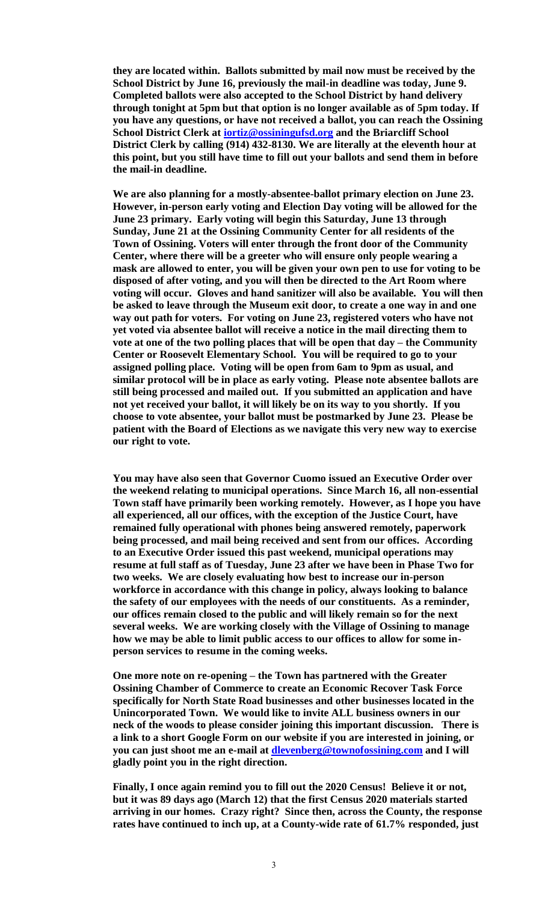**they are located within. Ballots submitted by mail now must be received by the School District by June 16, previously the mail-in deadline was today, June 9. Completed ballots were also accepted to the School District by hand delivery through tonight at 5pm but that option is no longer available as of 5pm today. If you have any questions, or have not received a ballot, you can reach the Ossining School District Clerk at iortiz@ossiningufsd.org and the Briarcliff School District Clerk by calling (914) 432-8130. We are literally at the eleventh hour at this point, but you still have time to fill out your ballots and send them in before the mail-in deadline.**

**We are also planning for a mostly-absentee-ballot primary election on June 23. However, in-person early voting and Election Day voting will be allowed for the June 23 primary. Early voting will begin this Saturday, June 13 through Sunday, June 21 at the Ossining Community Center for all residents of the Town of Ossining. Voters will enter through the front door of the Community Center, where there will be a greeter who will ensure only people wearing a mask are allowed to enter, you will be given your own pen to use for voting to be disposed of after voting, and you will then be directed to the Art Room where voting will occur. Gloves and hand sanitizer will also be available. You will then be asked to leave through the Museum exit door, to create a one way in and one way out path for voters. For voting on June 23, registered voters who have not yet voted via absentee ballot will receive a notice in the mail directing them to vote at one of the two polling places that will be open that day – the Community Center or Roosevelt Elementary School. You will be required to go to your assigned polling place. Voting will be open from 6am to 9pm as usual, and similar protocol will be in place as early voting. Please note absentee ballots are still being processed and mailed out. If you submitted an application and have not yet received your ballot, it will likely be on its way to you shortly. If you choose to vote absentee, your ballot must be postmarked by June 23. Please be patient with the Board of Elections as we navigate this very new way to exercise our right to vote.**

**You may have also seen that Governor Cuomo issued an Executive Order over the weekend relating to municipal operations. Since March 16, all non-essential Town staff have primarily been working remotely. However, as I hope you have all experienced, all our offices, with the exception of the Justice Court, have remained fully operational with phones being answered remotely, paperwork being processed, and mail being received and sent from our offices. According to an Executive Order issued this past weekend, municipal operations may resume at full staff as of Tuesday, June 23 after we have been in Phase Two for two weeks. We are closely evaluating how best to increase our in-person workforce in accordance with this change in policy, always looking to balance the safety of our employees with the needs of our constituents. As a reminder, our offices remain closed to the public and will likely remain so for the next several weeks. We are working closely with the Village of Ossining to manage how we may be able to limit public access to our offices to allow for some in-person services to resume in the coming weeks.**

**One more note on re-opening – the Town has partnered with the Greater Ossining Chamber of Commerce to create an Economic Recover Task Force specifically for North State Road businesses and other businesses located in the Unincorporated Town. We would like to invite ALL business owners in our neck of the woods to please consider joining this important discussion. There is a link to a short Google Form on our website if you are interested in joining, or you can just shoot me an e-mail at dlevenberg@townofossining.com and I will gladly point you in the right direction.**

**Finally, I once again remind you to fill out the 2020 Census! Believe it or not, but it was 89 days ago (March 12) that the first Census 2020 materials started arriving in our homes. Crazy right? Since then, across the County, the response rates have continued to inch up, at a County-wide rate of 61.7% responded, just**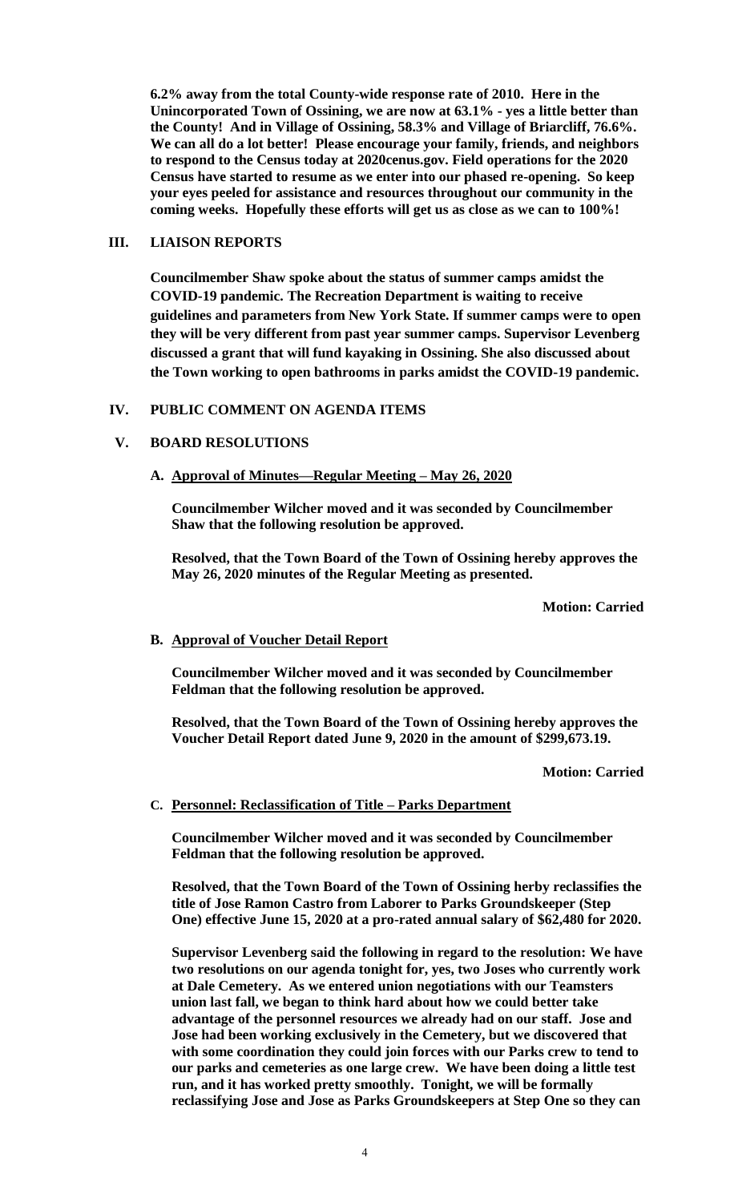**6.2% away from the total County-wide response rate of 2010. Here in the Unincorporated Town of Ossining, we are now at 63.1% - yes a little better than the County! And in Village of Ossining, 58.3% and Village of Briarcliff, 76.6%. We can all do a lot better! Please encourage your family, friends, and neighbors to respond to the Census today at 2020cenus.gov. Field operations for the 2020 Census have started to resume as we enter into our phased re-opening. So keep your eyes peeled for assistance and resources throughout our community in the coming weeks. Hopefully these efforts will get us as close as we can to 100%!**

## III. LIAISON REPORTS

**Councilmember Shaw spoke about the status of summer camps amidst the COVID-19 pandemic. The Recreation Department is waiting to receive guidelines and parameters from New York State. If summer camps were to open they will be very different from past year summer camps. Supervisor Levenberg discussed a grant that will fund kayaking in Ossining. She also discussed about the Town working to open bathrooms in parks amidst the COVID-19 pandemic.**

## IV. PUBLIC COMMENT ON AGENDA ITEMS

## V. BOARD RESOLUTIONS

### A. Approval of Minutes—Regular Meeting – May 26, 2020

**Councilmember Wilcher moved and it was seconded by Councilmember Shaw that the following resolution be approved.**

**Resolved, that the Town Board of the Town of Ossining hereby approves the May 26, 2020 minutes of the Regular Meeting as presented.**

**Motion: Carried**

### B. Approval of Voucher Detail Report

**Councilmember Wilcher moved and it was seconded by Councilmember Feldman that the following resolution be approved.**

**Resolved, that the Town Board of the Town of Ossining hereby approves the Voucher Detail Report dated June 9, 2020 in the amount of $299,673.19.**

**Motion: Carried**

### C. Personnel: Reclassification of Title – Parks Department

**Councilmember Wilcher moved and it was seconded by Councilmember Feldman that the following resolution be approved.**

**Resolved, that the Town Board of the Town of Ossining herby reclassifies the title of Jose Ramon Castro from Laborer to Parks Groundskeeper (Step One) effective June 15, 2020 at a pro-rated annual salary of $62,480 for 2020.**

**Supervisor Levenberg said the following in regard to the resolution: We have two resolutions on our agenda tonight for, yes, two Joses who currently work at Dale Cemetery. As we entered union negotiations with our Teamsters union last fall, we began to think hard about how we could better take advantage of the personnel resources we already had on our staff. Jose and Jose had been working exclusively in the Cemetery, but we discovered that with some coordination they could join forces with our Parks crew to tend to our parks and cemeteries as one large crew. We have been doing a little test run, and it has worked pretty smoothly. Tonight, we will be formally reclassifying Jose and Jose as Parks Groundskeepers at Step One so they can**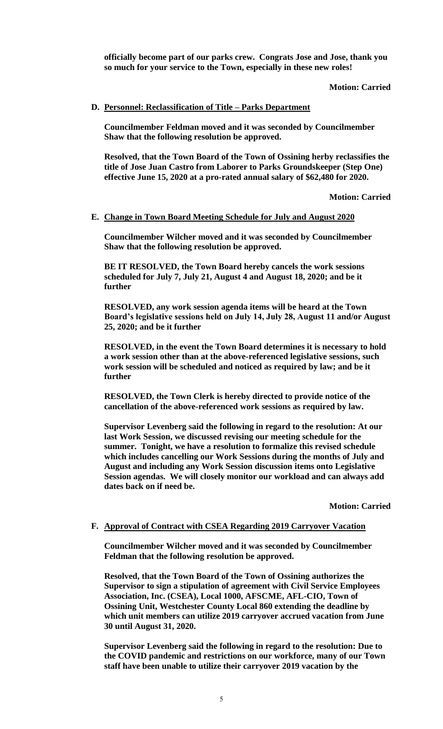**officially become part of our parks crew. Congrats Jose and Jose, thank you so much for your service to the Town, especially in these new roles!**

**Motion: Carried**

**D. Personnel: Reclassification of Title – Parks Department**

**Councilmember Feldman moved and it was seconded by Councilmember Shaw that the following resolution be approved.**

**Resolved, that the Town Board of the Town of Ossining herby reclassifies the title of Jose Juan Castro from Laborer to Parks Groundskeeper (Step One) effective June 15, 2020 at a pro-rated annual salary of $62,480 for 2020.**

**Motion: Carried**

**E. Change in Town Board Meeting Schedule for July and August 2020**

**Councilmember Wilcher moved and it was seconded by Councilmember Shaw that the following resolution be approved.**

**BE IT RESOLVED, the Town Board hereby cancels the work sessions scheduled for July 7, July 21, August 4 and August 18, 2020; and be it further**

**RESOLVED, any work session agenda items will be heard at the Town Board's legislative sessions held on July 14, July 28, August 11 and/or August 25, 2020; and be it further**

**RESOLVED, in the event the Town Board determines it is necessary to hold a work session other than at the above-referenced legislative sessions, such work session will be scheduled and noticed as required by law; and be it further**

**RESOLVED, the Town Clerk is hereby directed to provide notice of the cancellation of the above-referenced work sessions as required by law.**

**Supervisor Levenberg said the following in regard to the resolution: At our last Work Session, we discussed revising our meeting schedule for the summer. Tonight, we have a resolution to formalize this revised schedule which includes cancelling our Work Sessions during the months of July and August and including any Work Session discussion items onto Legislative Session agendas. We will closely monitor our workload and can always add dates back on if need be.**

**Motion: Carried**

**F. Approval of Contract with CSEA Regarding 2019 Carryover Vacation**

**Councilmember Wilcher moved and it was seconded by Councilmember Feldman that the following resolution be approved.**

**Resolved, that the Town Board of the Town of Ossining authorizes the Supervisor to sign a stipulation of agreement with Civil Service Employees Association, Inc. (CSEA), Local 1000, AFSCME, AFL-CIO, Town of Ossining Unit, Westchester County Local 860 extending the deadline by which unit members can utilize 2019 carryover accrued vacation from June 30 until August 31, 2020.**

**Supervisor Levenberg said the following in regard to the resolution: Due to the COVID pandemic and restrictions on our workforce, many of our Town staff have been unable to utilize their carryover 2019 vacation by the**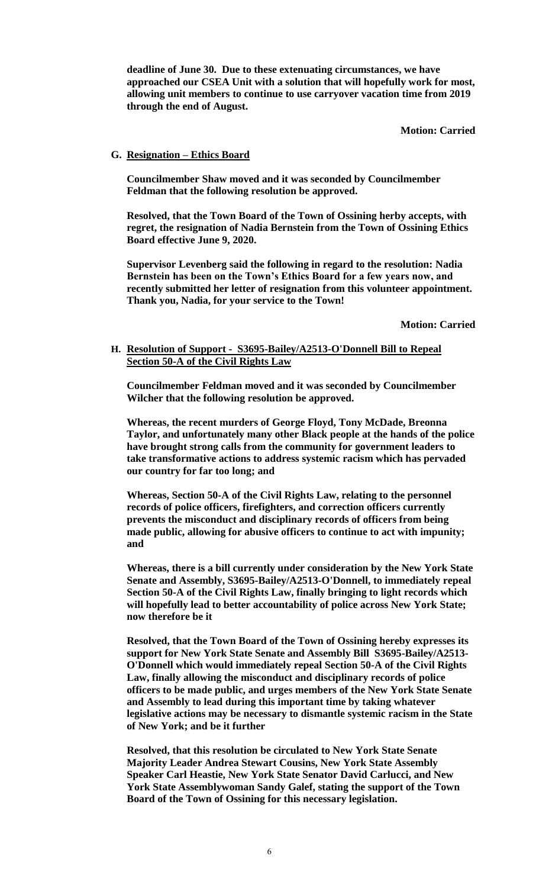**deadline of June 30. Due to these extenuating circumstances, we have approached our CSEA Unit with a solution that will hopefully work for most, allowing unit members to continue to use carryover vacation time from 2019 through the end of August.**

**Motion: Carried**

**G. Resignation – Ethics Board**

**Councilmember Shaw moved and it was seconded by Councilmember Feldman that the following resolution be approved.**

**Resolved, that the Town Board of the Town of Ossining herby accepts, with regret, the resignation of Nadia Bernstein from the Town of Ossining Ethics Board effective June 9, 2020.**

**Supervisor Levenberg said the following in regard to the resolution: Nadia Bernstein has been on the Town's Ethics Board for a few years now, and recently submitted her letter of resignation from this volunteer appointment. Thank you, Nadia, for your service to the Town!**

**Motion: Carried**

**H. Resolution of Support - S3695-Bailey/A2513-O'Donnell Bill to Repeal Section 50-A of the Civil Rights Law**

**Councilmember Feldman moved and it was seconded by Councilmember Wilcher that the following resolution be approved.**

**Whereas, the recent murders of George Floyd, Tony McDade, Breonna Taylor, and unfortunately many other Black people at the hands of the police have brought strong calls from the community for government leaders to take transformative actions to address systemic racism which has pervaded our country for far too long; and**

**Whereas, Section 50-A of the Civil Rights Law, relating to the personnel records of police officers, firefighters, and correction officers currently prevents the misconduct and disciplinary records of officers from being made public, allowing for abusive officers to continue to act with impunity; and**

**Whereas, there is a bill currently under consideration by the New York State Senate and Assembly, S3695-Bailey/A2513-O'Donnell, to immediately repeal Section 50-A of the Civil Rights Law, finally bringing to light records which will hopefully lead to better accountability of police across New York State; now therefore be it**

**Resolved, that the Town Board of the Town of Ossining hereby expresses its support for New York State Senate and Assembly Bill S3695-Bailey/A2513-O'Donnell which would immediately repeal Section 50-A of the Civil Rights Law, finally allowing the misconduct and disciplinary records of police officers to be made public, and urges members of the New York State Senate and Assembly to lead during this important time by taking whatever legislative actions may be necessary to dismantle systemic racism in the State of New York; and be it further**

**Resolved, that this resolution be circulated to New York State Senate Majority Leader Andrea Stewart Cousins, New York State Assembly Speaker Carl Heastie, New York State Senator David Carlucci, and New York State Assemblywoman Sandy Galef, stating the support of the Town Board of the Town of Ossining for this necessary legislation.**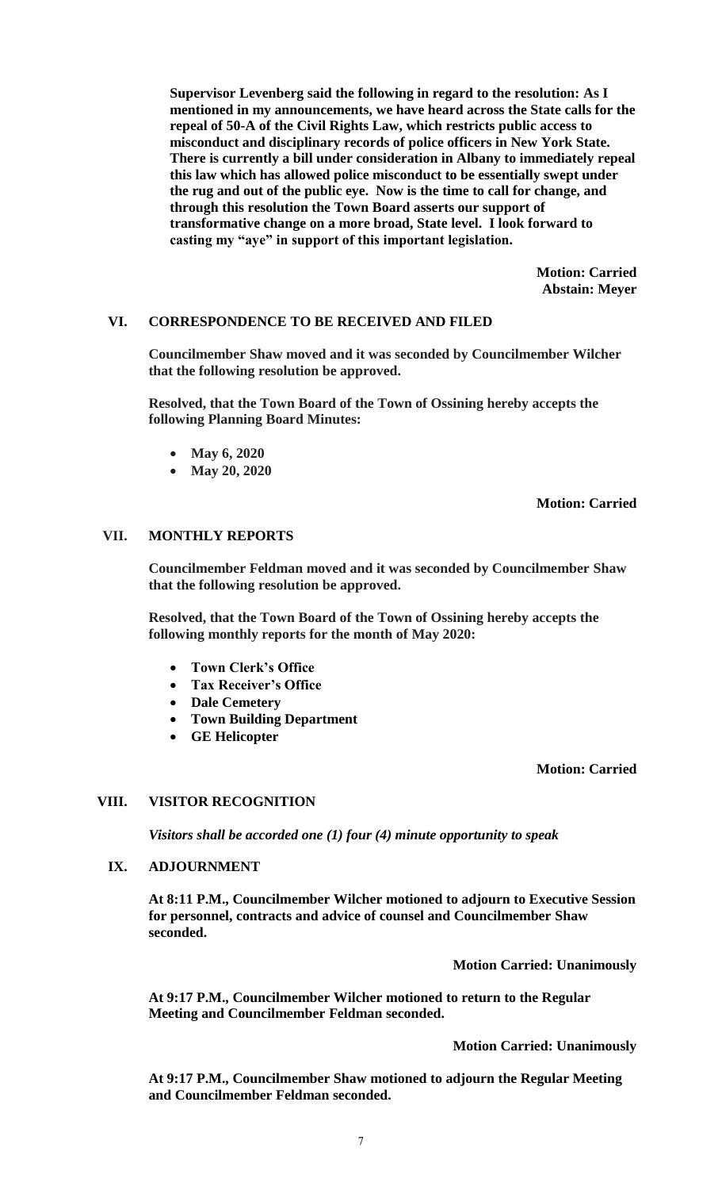**Supervisor Levenberg said the following in regard to the resolution: As I mentioned in my announcements, we have heard across the State calls for the repeal of 50-A of the Civil Rights Law, which restricts public access to misconduct and disciplinary records of police officers in New York State. There is currently a bill under consideration in Albany to immediately repeal this law which has allowed police misconduct to be essentially swept under the rug and out of the public eye. Now is the time to call for change, and through this resolution the Town Board asserts our support of transformative change on a more broad, State level. I look forward to casting my "aye" in support of this important legislation.**

**Motion: Carried**
**Abstain: Meyer**

## VI. CORRESPONDENCE TO BE RECEIVED AND FILED

**Councilmember Shaw moved and it was seconded by Councilmember Wilcher that the following resolution be approved.**

**Resolved, that the Town Board of the Town of Ossining hereby accepts the following Planning Board Minutes:**

- **May 6, 2020**
- **May 20, 2020**

**Motion: Carried**

## VII. MONTHLY REPORTS

**Councilmember Feldman moved and it was seconded by Councilmember Shaw that the following resolution be approved.**

**Resolved, that the Town Board of the Town of Ossining hereby accepts the following monthly reports for the month of May 2020:**

- **Town Clerk's Office**
- **Tax Receiver's Office**
- **Dale Cemetery**
- **Town Building Department**
- **GE Helicopter**

**Motion: Carried**

## VIII. VISITOR RECOGNITION

***Visitors shall be accorded one (1) four (4) minute opportunity to speak***

## IX. ADJOURNMENT

**At 8:11 P.M., Councilmember Wilcher motioned to adjourn to Executive Session for personnel, contracts and advice of counsel and Councilmember Shaw seconded.**

**Motion Carried: Unanimously**

**At 9:17 P.M., Councilmember Wilcher motioned to return to the Regular Meeting and Councilmember Feldman seconded.**

**Motion Carried: Unanimously**

**At 9:17 P.M., Councilmember Shaw motioned to adjourn the Regular Meeting and Councilmember Feldman seconded.**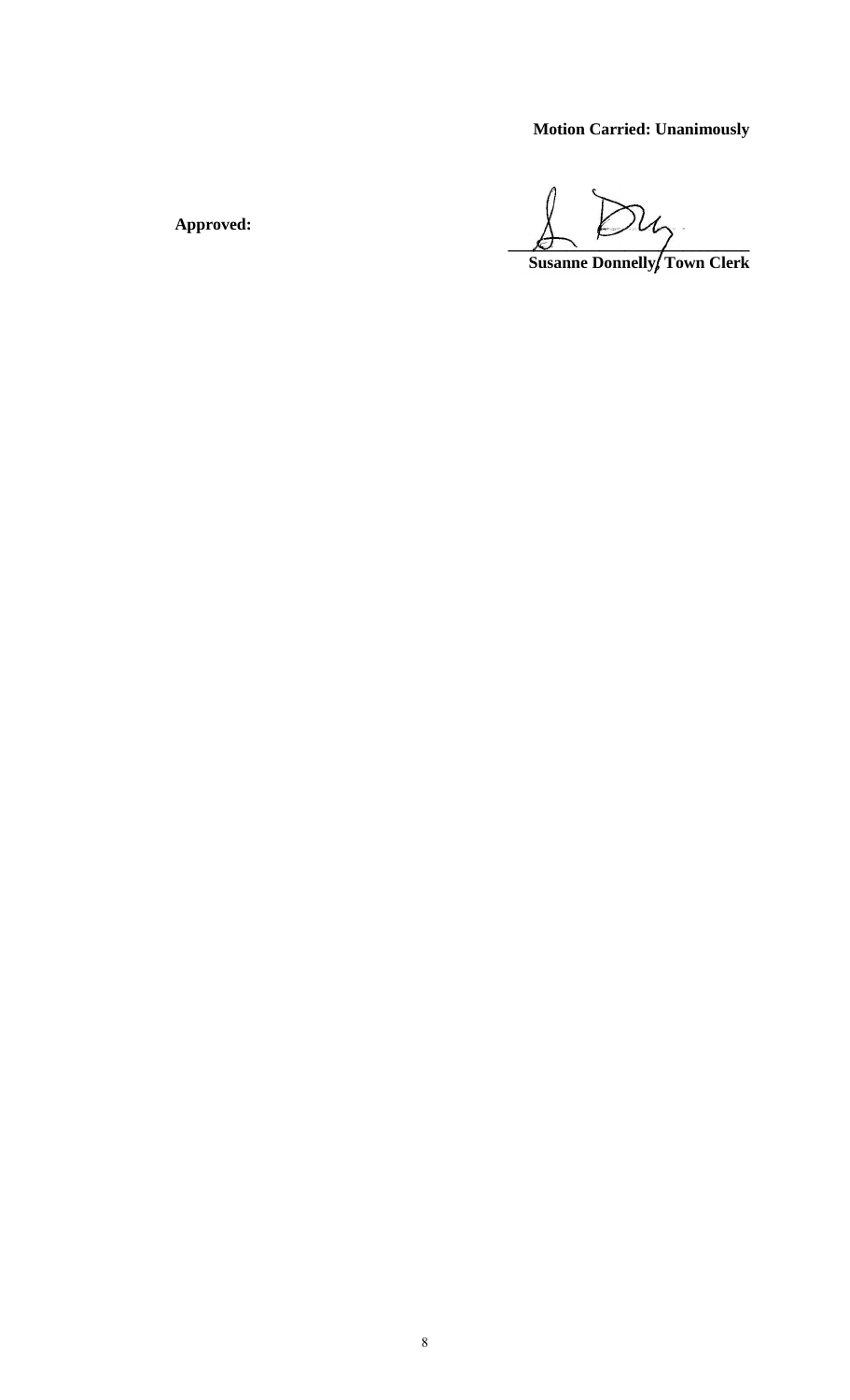**Motion Carried: Unanimously**

**Approved:**

**Susanne Donnelly, Town Clerk**